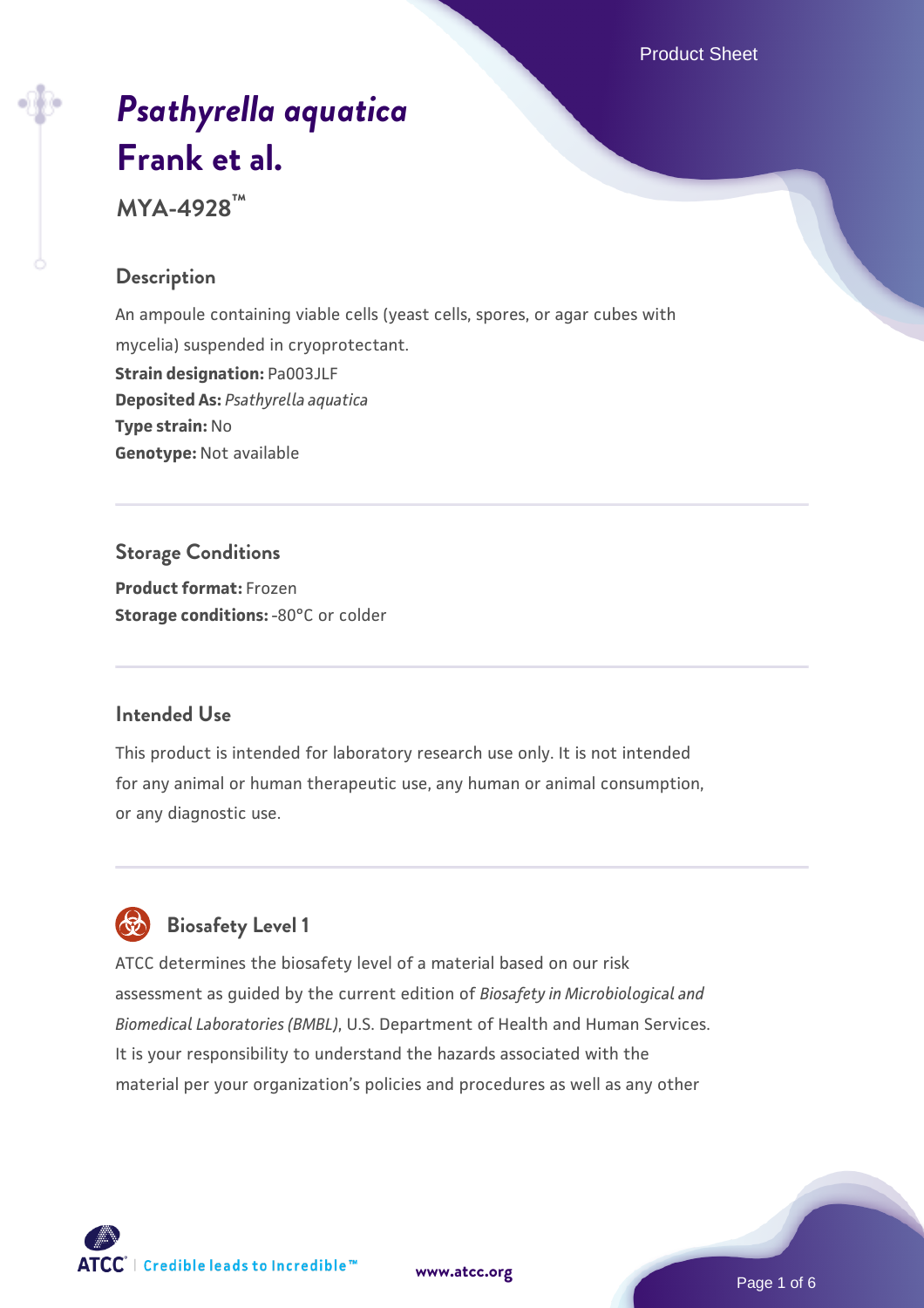# *Psathyrella aquatica* Frank et al.

**MYA-4928™**

## Description

An ampoule containing viable cells (yeast cells, spores, or agar cubes with mycelia) suspended in cryoprotectant.

**Strain designation:** Pa003JLF
**Deposited As:** *Psathyrella aquatica*
**Type strain:** No
**Genotype:** Not available

## Storage Conditions

**Product format:** Frozen
**Storage conditions:** -80°C or colder

## Intended Use

This product is intended for laboratory research use only. It is not intended for any animal or human therapeutic use, any human or animal consumption, or any diagnostic use.

## Biosafety Level 1

ATCC determines the biosafety level of a material based on our risk assessment as guided by the current edition of *Biosafety in Microbiological and Biomedical Laboratories (BMBL)*, U.S. Department of Health and Human Services. It is your responsibility to understand the hazards associated with the material per your organization's policies and procedures as well as any other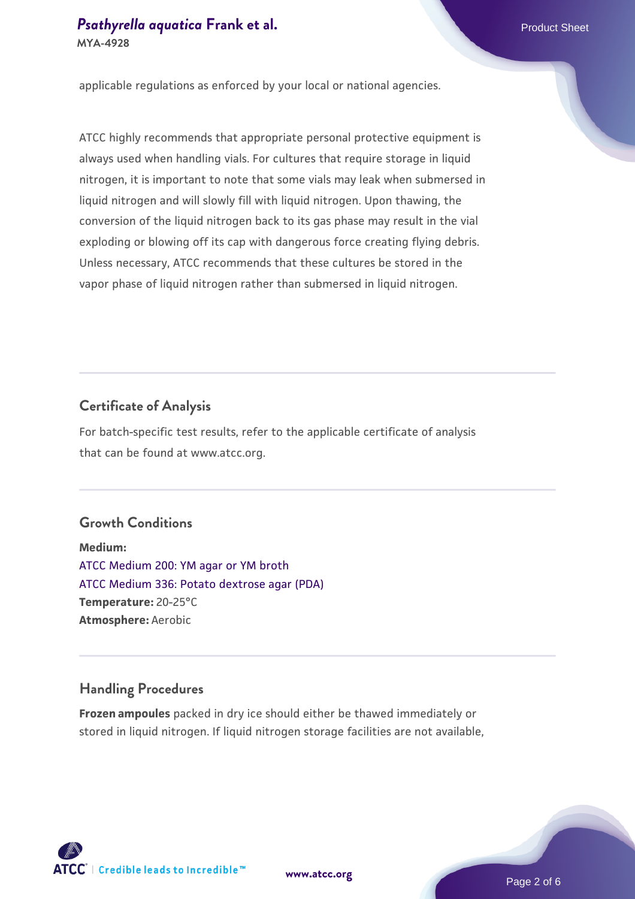applicable regulations as enforced by your local or national agencies.

ATCC highly recommends that appropriate personal protective equipment is always used when handling vials. For cultures that require storage in liquid nitrogen, it is important to note that some vials may leak when submersed in liquid nitrogen and will slowly fill with liquid nitrogen. Upon thawing, the conversion of the liquid nitrogen back to its gas phase may result in the vial exploding or blowing off its cap with dangerous force creating flying debris. Unless necessary, ATCC recommends that these cultures be stored in the vapor phase of liquid nitrogen rather than submersed in liquid nitrogen.

## Certificate of Analysis

For batch-specific test results, refer to the applicable certificate of analysis that can be found at www.atcc.org.

## Growth Conditions

**Medium:**
ATCC Medium 200: YM agar or YM broth
ATCC Medium 336: Potato dextrose agar (PDA)
**Temperature:** 20-25°C
**Atmosphere:** Aerobic

## Handling Procedures

**Frozen ampoules** packed in dry ice should either be thawed immediately or stored in liquid nitrogen. If liquid nitrogen storage facilities are not available,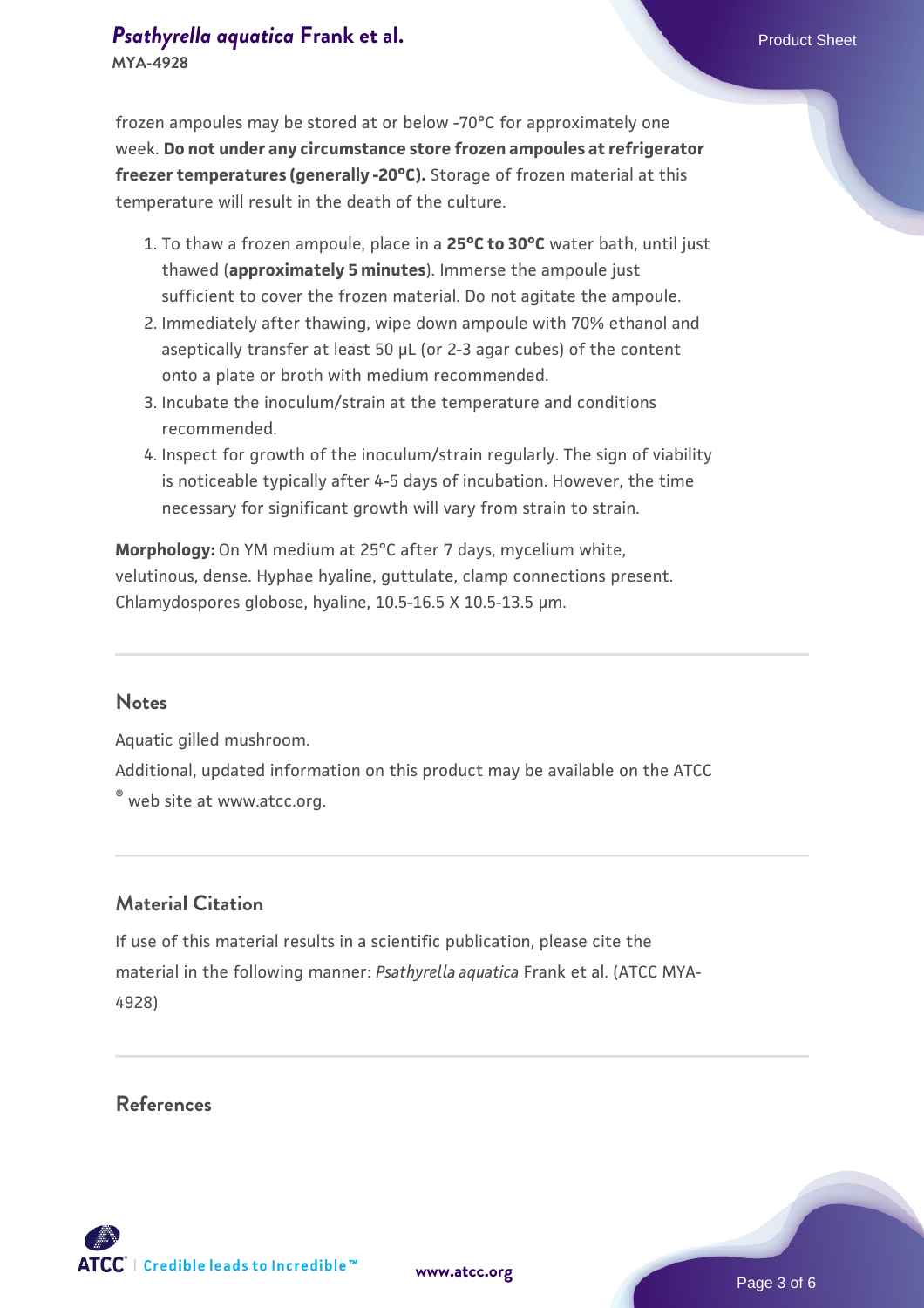frozen ampoules may be stored at or below -70°C for approximately one week. **Do not under any circumstance store frozen ampoules at refrigerator freezer temperatures (generally -20°C).** Storage of frozen material at this temperature will result in the death of the culture.

1. To thaw a frozen ampoule, place in a **25°C to 30°C** water bath, until just thawed (**approximately 5 minutes**). Immerse the ampoule just sufficient to cover the frozen material. Do not agitate the ampoule.
2. Immediately after thawing, wipe down ampoule with 70% ethanol and aseptically transfer at least 50 µL (or 2-3 agar cubes) of the content onto a plate or broth with medium recommended.
3. Incubate the inoculum/strain at the temperature and conditions recommended.
4. Inspect for growth of the inoculum/strain regularly. The sign of viability is noticeable typically after 4-5 days of incubation. However, the time necessary for significant growth will vary from strain to strain.

**Morphology:** On YM medium at 25°C after 7 days, mycelium white, velutinous, dense. Hyphae hyaline, guttulate, clamp connections present. Chlamydospores globose, hyaline, 10.5-16.5 X 10.5-13.5 µm.

## Notes

Aquatic gilled mushroom.

Additional, updated information on this product may be available on the ATCC® web site at www.atcc.org.

## Material Citation

If use of this material results in a scientific publication, please cite the material in the following manner: *Psathyrella aquatica* Frank et al. (ATCC MYA-4928)

## References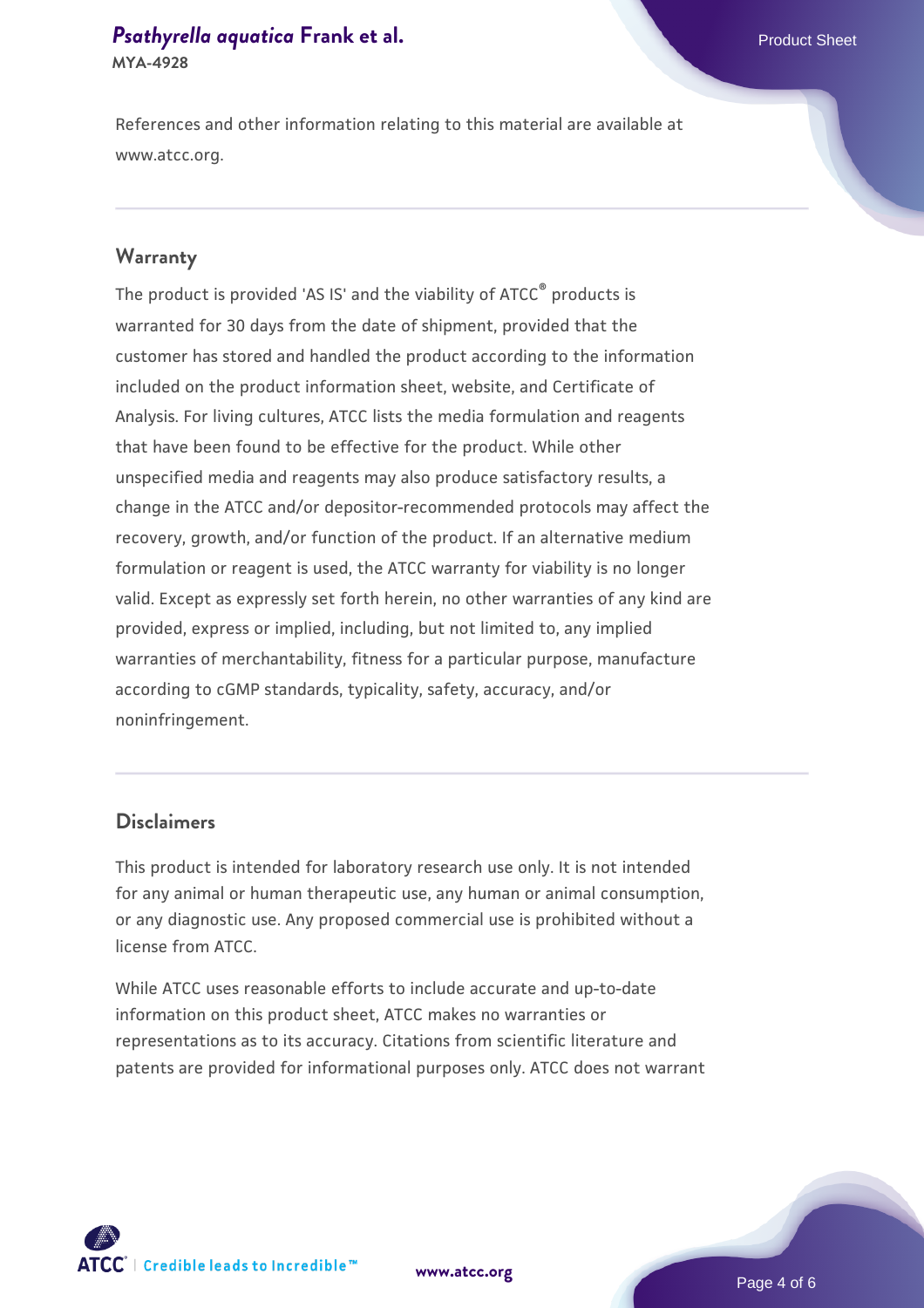References and other information relating to this material are available at www.atcc.org.

## Warranty

The product is provided 'AS IS' and the viability of ATCC® products is warranted for 30 days from the date of shipment, provided that the customer has stored and handled the product according to the information included on the product information sheet, website, and Certificate of Analysis. For living cultures, ATCC lists the media formulation and reagents that have been found to be effective for the product. While other unspecified media and reagents may also produce satisfactory results, a change in the ATCC and/or depositor-recommended protocols may affect the recovery, growth, and/or function of the product. If an alternative medium formulation or reagent is used, the ATCC warranty for viability is no longer valid. Except as expressly set forth herein, no other warranties of any kind are provided, express or implied, including, but not limited to, any implied warranties of merchantability, fitness for a particular purpose, manufacture according to cGMP standards, typicality, safety, accuracy, and/or noninfringement.

## Disclaimers

This product is intended for laboratory research use only. It is not intended for any animal or human therapeutic use, any human or animal consumption, or any diagnostic use. Any proposed commercial use is prohibited without a license from ATCC.

While ATCC uses reasonable efforts to include accurate and up-to-date information on this product sheet, ATCC makes no warranties or representations as to its accuracy. Citations from scientific literature and patents are provided for informational purposes only. ATCC does not warrant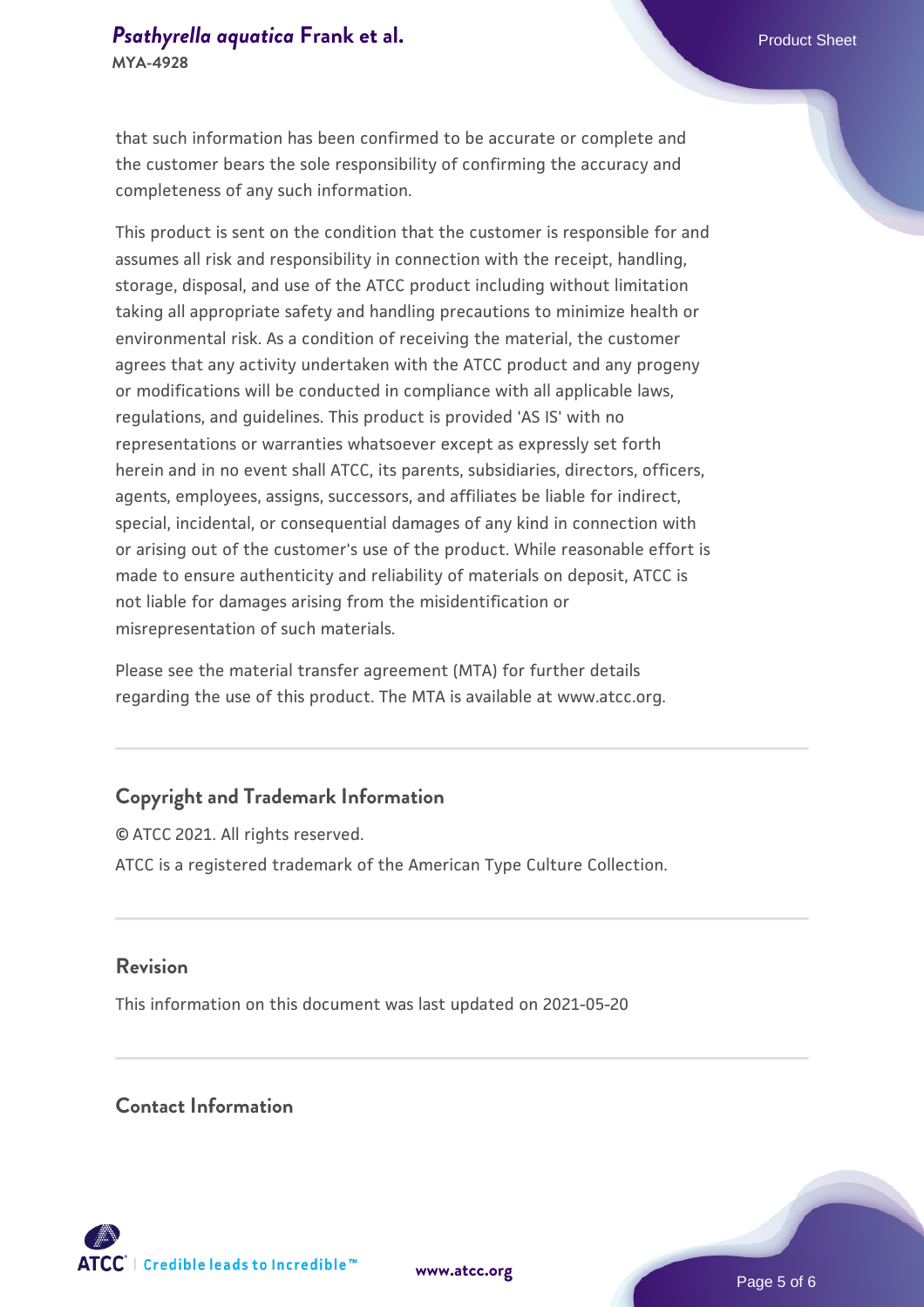that such information has been confirmed to be accurate or complete and the customer bears the sole responsibility of confirming the accuracy and completeness of any such information.

This product is sent on the condition that the customer is responsible for and assumes all risk and responsibility in connection with the receipt, handling, storage, disposal, and use of the ATCC product including without limitation taking all appropriate safety and handling precautions to minimize health or environmental risk. As a condition of receiving the material, the customer agrees that any activity undertaken with the ATCC product and any progeny or modifications will be conducted in compliance with all applicable laws, regulations, and guidelines. This product is provided 'AS IS' with no representations or warranties whatsoever except as expressly set forth herein and in no event shall ATCC, its parents, subsidiaries, directors, officers, agents, employees, assigns, successors, and affiliates be liable for indirect, special, incidental, or consequential damages of any kind in connection with or arising out of the customer's use of the product. While reasonable effort is made to ensure authenticity and reliability of materials on deposit, ATCC is not liable for damages arising from the misidentification or misrepresentation of such materials.

Please see the material transfer agreement (MTA) for further details regarding the use of this product. The MTA is available at www.atcc.org.

## Copyright and Trademark Information

© ATCC 2021. All rights reserved.

ATCC is a registered trademark of the American Type Culture Collection.

## Revision

This information on this document was last updated on 2021-05-20

## Contact Information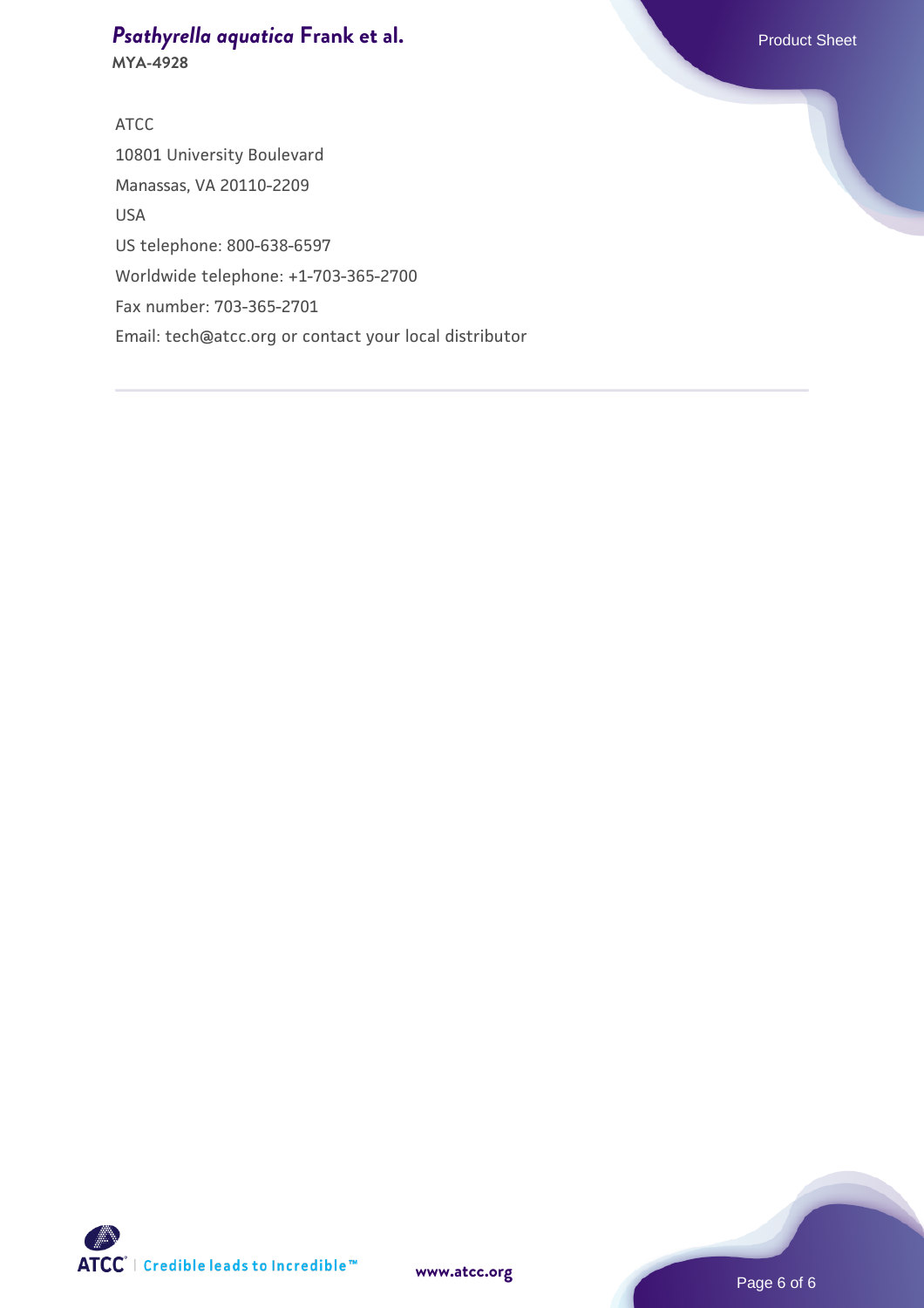ATCC

10801 University Boulevard

Manassas, VA 20110-2209

USA

US telephone: 800-638-6597

Worldwide telephone: +1-703-365-2700

Fax number: 703-365-2701

Email: tech@atcc.org or contact your local distributor